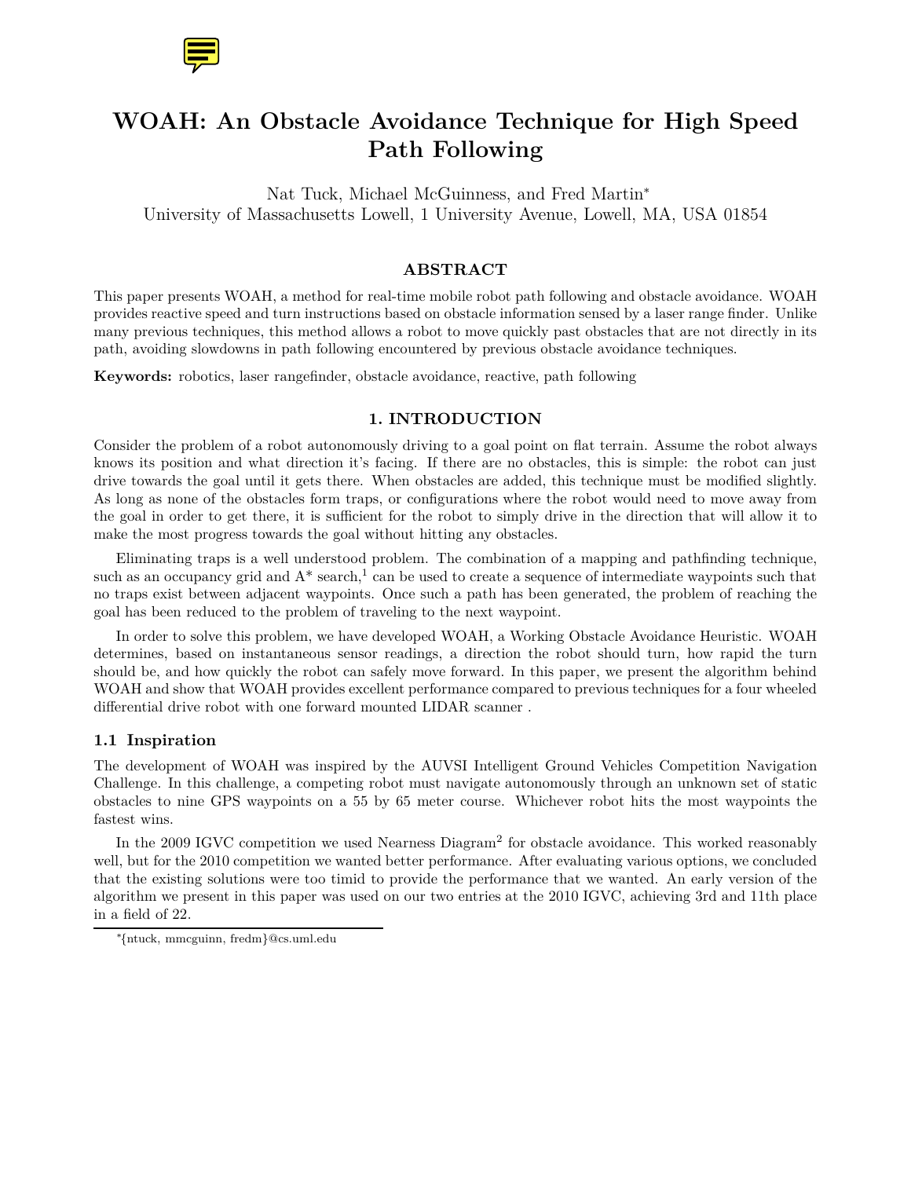# WOAH: An Obstacle Avoidance Technique for High Speed Path Following

Nat Tuck, Michael McGuinness, and Fred Martin*
University of Massachusetts Lowell, 1 University Avenue, Lowell, MA, USA 01854

## ABSTRACT

This paper presents WOAH, a method for real-time mobile robot path following and obstacle avoidance. WOAH provides reactive speed and turn instructions based on obstacle information sensed by a laser range finder. Unlike many previous techniques, this method allows a robot to move quickly past obstacles that are not directly in its path, avoiding slowdowns in path following encountered by previous obstacle avoidance techniques.

**Keywords:** robotics, laser rangefinder, obstacle avoidance, reactive, path following

## 1. INTRODUCTION

Consider the problem of a robot autonomously driving to a goal point on flat terrain. Assume the robot always knows its position and what direction it's facing. If there are no obstacles, this is simple: the robot can just drive towards the goal until it gets there. When obstacles are added, this technique must be modified slightly. As long as none of the obstacles form traps, or configurations where the robot would need to move away from the goal in order to get there, it is sufficient for the robot to simply drive in the direction that will allow it to make the most progress towards the goal without hitting any obstacles.

Eliminating traps is a well understood problem. The combination of a mapping and pathfinding technique, such as an occupancy grid and A* search,[1] can be used to create a sequence of intermediate waypoints such that no traps exist between adjacent waypoints. Once such a path has been generated, the problem of reaching the goal has been reduced to the problem of traveling to the next waypoint.

In order to solve this problem, we have developed WOAH, a Working Obstacle Avoidance Heuristic. WOAH determines, based on instantaneous sensor readings, a direction the robot should turn, how rapid the turn should be, and how quickly the robot can safely move forward. In this paper, we present the algorithm behind WOAH and show that WOAH provides excellent performance compared to previous techniques for a four wheeled differential drive robot with one forward mounted LIDAR scanner .

### 1.1 Inspiration

The development of WOAH was inspired by the AUVSI Intelligent Ground Vehicles Competition Navigation Challenge. In this challenge, a competing robot must navigate autonomously through an unknown set of static obstacles to nine GPS waypoints on a 55 by 65 meter course. Whichever robot hits the most waypoints the fastest wins.

In the 2009 IGVC competition we used Nearness Diagram[2] for obstacle avoidance. This worked reasonably well, but for the 2010 competition we wanted better performance. After evaluating various options, we concluded that the existing solutions were too timid to provide the performance that we wanted. An early version of the algorithm we present in this paper was used on our two entries at the 2010 IGVC, achieving 3rd and 11th place in a field of 22.

*{ntuck, mmcguinn, fredm}@cs.uml.edu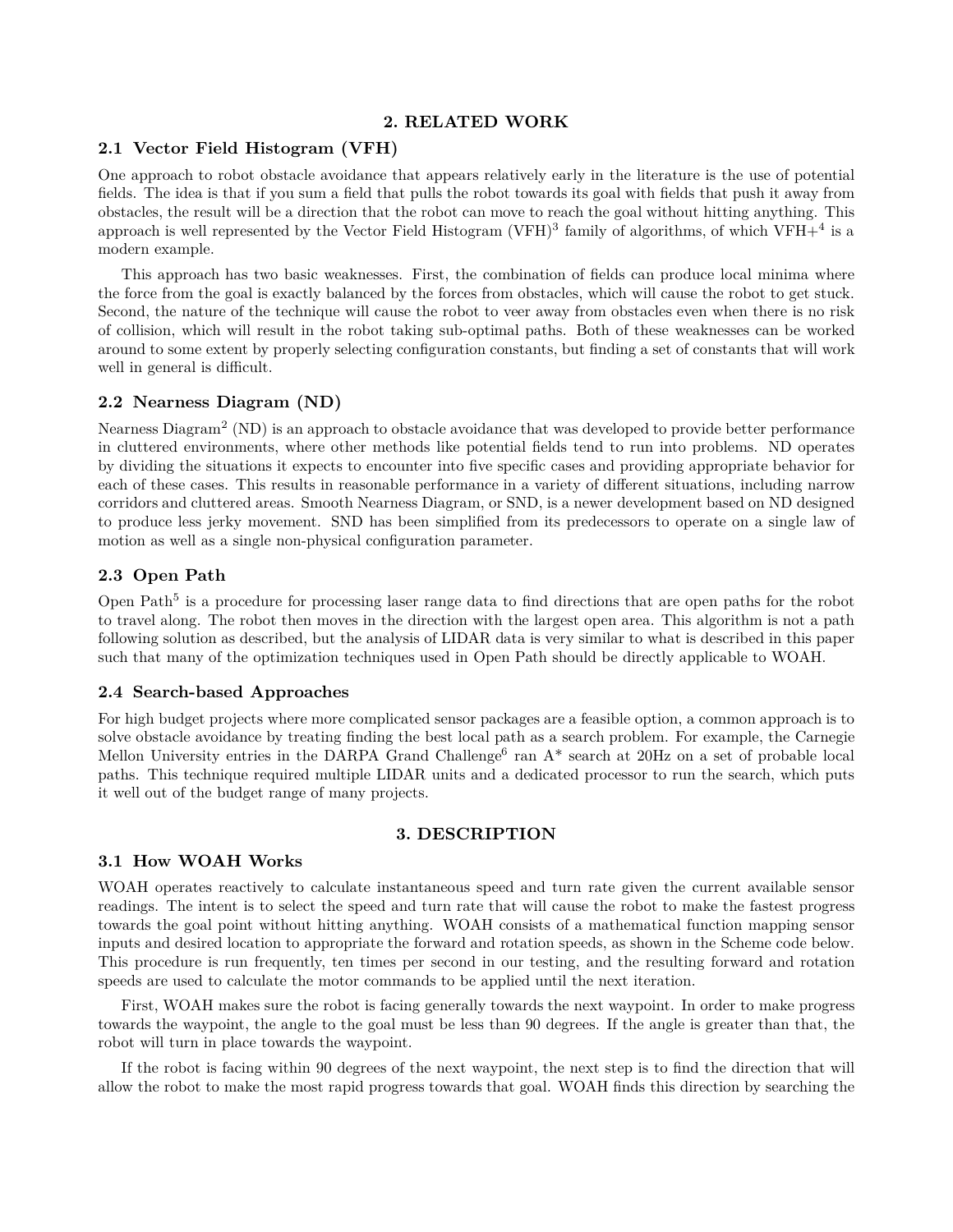## 2. RELATED WORK

### 2.1 Vector Field Histogram (VFH)

One approach to robot obstacle avoidance that appears relatively early in the literature is the use of potential fields. The idea is that if you sum a field that pulls the robot towards its goal with fields that push it away from obstacles, the result will be a direction that the robot can move to reach the goal without hitting anything. This approach is well represented by the Vector Field Histogram (VFH)[3] family of algorithms, of which VFH+[4] is a modern example.

This approach has two basic weaknesses. First, the combination of fields can produce local minima where the force from the goal is exactly balanced by the forces from obstacles, which will cause the robot to get stuck. Second, the nature of the technique will cause the robot to veer away from obstacles even when there is no risk of collision, which will result in the robot taking sub-optimal paths. Both of these weaknesses can be worked around to some extent by properly selecting configuration constants, but finding a set of constants that will work well in general is difficult.

### 2.2 Nearness Diagram (ND)

Nearness Diagram[2] (ND) is an approach to obstacle avoidance that was developed to provide better performance in cluttered environments, where other methods like potential fields tend to run into problems. ND operates by dividing the situations it expects to encounter into five specific cases and providing appropriate behavior for each of these cases. This results in reasonable performance in a variety of different situations, including narrow corridors and cluttered areas. Smooth Nearness Diagram, or SND, is a newer development based on ND designed to produce less jerky movement. SND has been simplified from its predecessors to operate on a single law of motion as well as a single non-physical configuration parameter.

### 2.3 Open Path

Open Path[5] is a procedure for processing laser range data to find directions that are open paths for the robot to travel along. The robot then moves in the direction with the largest open area. This algorithm is not a path following solution as described, but the analysis of LIDAR data is very similar to what is described in this paper such that many of the optimization techniques used in Open Path should be directly applicable to WOAH.

### 2.4 Search-based Approaches

For high budget projects where more complicated sensor packages are a feasible option, a common approach is to solve obstacle avoidance by treating finding the best local path as a search problem. For example, the Carnegie Mellon University entries in the DARPA Grand Challenge[6] ran A* search at 20Hz on a set of probable local paths. This technique required multiple LIDAR units and a dedicated processor to run the search, which puts it well out of the budget range of many projects.

## 3. DESCRIPTION

### 3.1 How WOAH Works

WOAH operates reactively to calculate instantaneous speed and turn rate given the current available sensor readings. The intent is to select the speed and turn rate that will cause the robot to make the fastest progress towards the goal point without hitting anything. WOAH consists of a mathematical function mapping sensor inputs and desired location to appropriate the forward and rotation speeds, as shown in the Scheme code below. This procedure is run frequently, ten times per second in our testing, and the resulting forward and rotation speeds are used to calculate the motor commands to be applied until the next iteration.

First, WOAH makes sure the robot is facing generally towards the next waypoint. In order to make progress towards the waypoint, the angle to the goal must be less than 90 degrees. If the angle is greater than that, the robot will turn in place towards the waypoint.

If the robot is facing within 90 degrees of the next waypoint, the next step is to find the direction that will allow the robot to make the most rapid progress towards that goal. WOAH finds this direction by searching the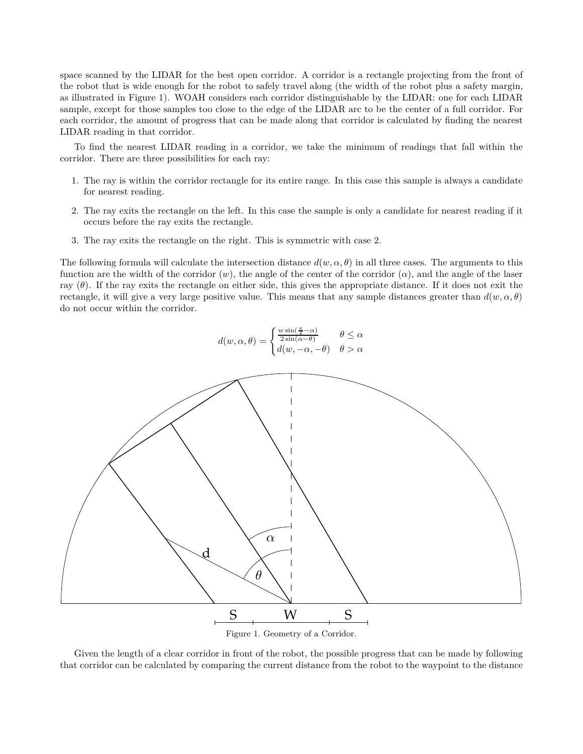space scanned by the LIDAR for the best open corridor. A corridor is a rectangle projecting from the front of the robot that is wide enough for the robot to safely travel along (the width of the robot plus a safety margin, as illustrated in Figure 1). WOAH considers each corridor distinguishable by the LIDAR: one for each LIDAR sample, except for those samples too close to the edge of the LIDAR arc to be the center of a full corridor. For each corridor, the amount of progress that can be made along that corridor is calculated by finding the nearest LIDAR reading in that corridor.

To find the nearest LIDAR reading in a corridor, we take the minimum of readings that fall within the corridor. There are three possibilities for each ray:

1. The ray is within the corridor rectangle for its entire range. In this case this sample is always a candidate for nearest reading.
2. The ray exits the rectangle on the left. In this case the sample is only a candidate for nearest reading if it occurs before the ray exits the rectangle.
3. The ray exits the rectangle on the right. This is symmetric with case 2.

The following formula will calculate the intersection distance $d(w, \alpha, \theta)$ in all three cases. The arguments to this function are the width of the corridor ($w$), the angle of the center of the corridor ($\alpha$), and the angle of the laser ray ($\theta$). If the ray exits the rectangle on either side, this gives the appropriate distance. If it does not exit the rectangle, it will give a very large positive value. This means that any sample distances greater than $d(w, \alpha, \theta)$ do not occur within the corridor.

$$d(w, \alpha, \theta) = \begin{cases} \frac{w \sin(\frac{\pi}{2} - \alpha)}{2 \sin(\alpha - \theta)} & \theta \leq \alpha \\ d(w, -\alpha, -\theta) & \theta > \alpha \end{cases}$$

Figure 1. Geometry of a Corridor.

Given the length of a clear corridor in front of the robot, the possible progress that can be made by following that corridor can be calculated by comparing the current distance from the robot to the waypoint to the distance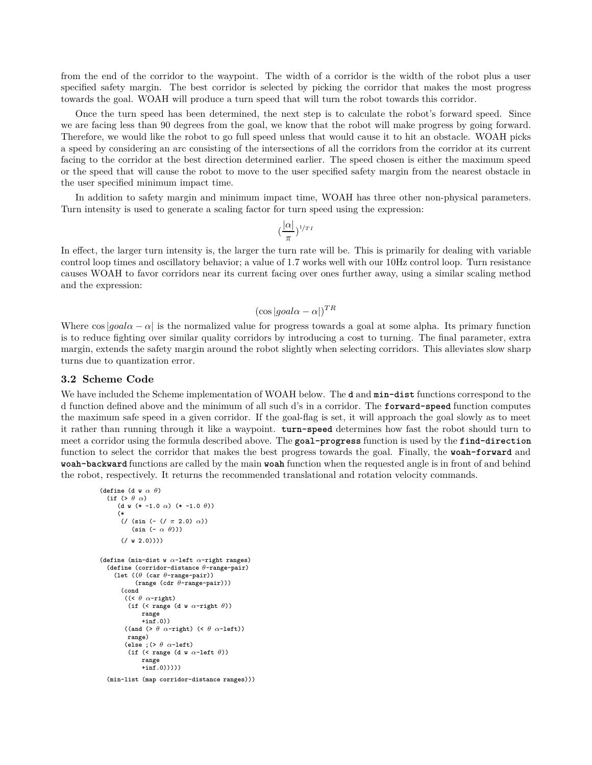from the end of the corridor to the waypoint. The width of a corridor is the width of the robot plus a user specified safety margin. The best corridor is selected by picking the corridor that makes the most progress towards the goal. WOAH will produce a turn speed that will turn the robot towards this corridor.

Once the turn speed has been determined, the next step is to calculate the robot's forward speed. Since we are facing less than 90 degrees from the goal, we know that the robot will make progress by going forward. Therefore, we would like the robot to go full speed unless that would cause it to hit an obstacle. WOAH picks a speed by considering an arc consisting of the intersections of all the corridors from the corridor at its current facing to the corridor at the best direction determined earlier. The speed chosen is either the maximum speed or the speed that will cause the robot to move to the user specified safety margin from the nearest obstacle in the user specified minimum impact time.

In addition to safety margin and minimum impact time, WOAH has three other non-physical parameters. Turn intensity is used to generate a scaling factor for turn speed using the expression:

$$(\frac{|\alpha|}{\pi})^{1/TI}$$

In effect, the larger turn intensity is, the larger the turn rate will be. This is primarily for dealing with variable control loop times and oscillatory behavior; a value of 1.7 works well with our 10Hz control loop. Turn resistance causes WOAH to favor corridors near its current facing over ones further away, using a similar scaling method and the expression:

$$(\cos |goal\alpha - \alpha|)^{TR}$$

Where $\cos |goal\alpha - \alpha|$ is the normalized value for progress towards a goal at some alpha. Its primary function is to reduce fighting over similar quality corridors by introducing a cost to turning. The final parameter, extra margin, extends the safety margin around the robot slightly when selecting corridors. This alleviates slow sharp turns due to quantization error.

### 3.2 Scheme Code

We have included the Scheme implementation of WOAH below. The **d** and **min-dist** functions correspond to the d function defined above and the minimum of all such d's in a corridor. The **forward-speed** function computes the maximum safe speed in a given corridor. If the goal-flag is set, it will approach the goal slowly as to meet it rather than running through it like a waypoint. **turn-speed** determines how fast the robot should turn to meet a corridor using the formula described above. The **goal-progress** function is used by the **find-direction** function to select the corridor that makes the best progress towards the goal. Finally, the **woah-forward** and **woah-backward** functions are called by the main **woah** function when the requested angle is in front of and behind the robot, respectively. It returns the recommended translational and rotation velocity commands.

```
(define (d w α θ)
  (if (> θ α)
      (d w (* -1.0 α) (* -1.0 θ))
      (*
       (/ (sin (- (/ π 2.0) α))
          (sin (- α θ)))
       (/ w 2.0))))

(define (min-dist w α-left α-right ranges)
  (define (corridor-distance θ-range-pair)
    (let ((θ (car θ-range-pair))
          (range (cdr θ-range-pair)))
      (cond
       ((< θ α-right)
        (if (< range (d w α-right θ))
            range
            +inf.0))
       ((and (> θ α-right) (< θ α-left))
        range)
       (else ;(> θ α-left)
        (if (< range (d w α-left θ))
            range
            +inf.0)))))
  (min-list (map corridor-distance ranges)))
```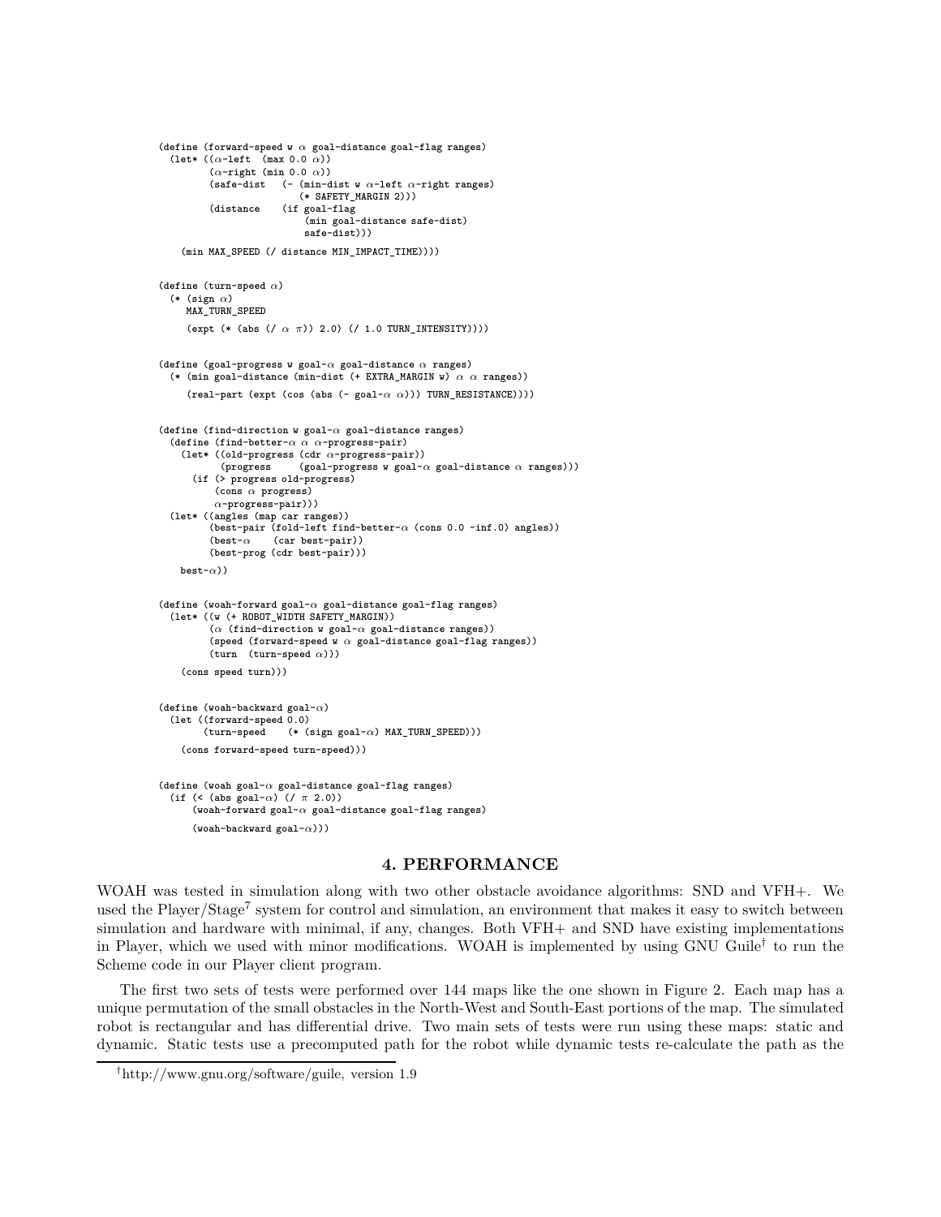```
(define (forward-speed w α goal-distance goal-flag ranges)
  (let* ((α-left  (max 0.0 α))
         (α-right (min 0.0 α))
         (safe-dist   (- (min-dist w α-left α-right ranges)
                         (* SAFETY_MARGIN 2)))
         (distance    (if goal-flag
                          (min goal-distance safe-dist)
                          safe-dist)))

    (min MAX_SPEED (/ distance MIN_IMPACT_TIME))))


(define (turn-speed α)
  (* (sign α)
     MAX_TURN_SPEED

     (expt (* (abs (/ α π)) 2.0) (/ 1.0 TURN_INTENSITY))))


(define (goal-progress w goal-α goal-distance α ranges)
  (* (min goal-distance (min-dist (+ EXTRA_MARGIN w) α α ranges))

     (real-part (expt (cos (abs (- goal-α α))) TURN_RESISTANCE))))


(define (find-direction w goal-α goal-distance ranges)
  (define (find-better-α α α-progress-pair)
    (let* ((old-progress (cdr α-progress-pair))
           (progress     (goal-progress w goal-α goal-distance α ranges)))
      (if (> progress old-progress)
          (cons α progress)
          α-progress-pair)))
  (let* ((angles (map car ranges))
         (best-pair (fold-left find-better-α (cons 0.0 -inf.0) angles))
         (best-α    (car best-pair))
         (best-prog (cdr best-pair)))

    best-α))


(define (woah-forward goal-α goal-distance goal-flag ranges)
  (let* ((w (+ ROBOT_WIDTH SAFETY_MARGIN))
         (α (find-direction w goal-α goal-distance ranges))
         (speed (forward-speed w α goal-distance goal-flag ranges))
         (turn  (turn-speed α)))

    (cons speed turn)))


(define (woah-backward goal-α)
  (let ((forward-speed 0.0)
        (turn-speed    (* (sign goal-α) MAX_TURN_SPEED)))

    (cons forward-speed turn-speed)))


(define (woah goal-α goal-distance goal-flag ranges)
  (if (< (abs goal-α) (/ π 2.0))
      (woah-forward goal-α goal-distance goal-flag ranges)

      (woah-backward goal-α)))
```

## 4. PERFORMANCE

WOAH was tested in simulation along with two other obstacle avoidance algorithms: SND and VFH+. We used the Player/Stage[7] system for control and simulation, an environment that makes it easy to switch between simulation and hardware with minimal, if any, changes. Both VFH+ and SND have existing implementations in Player, which we used with minor modifications. WOAH is implemented by using GNU Guile[†] to run the Scheme code in our Player client program.

The first two sets of tests were performed over 144 maps like the one shown in Figure 2. Each map has a unique permutation of the small obstacles in the North-West and South-East portions of the map. The simulated robot is rectangular and has differential drive. Two main sets of tests were run using these maps: static and dynamic. Static tests use a precomputed path for the robot while dynamic tests re-calculate the path as the

[†] http://www.gnu.org/software/guile, version 1.9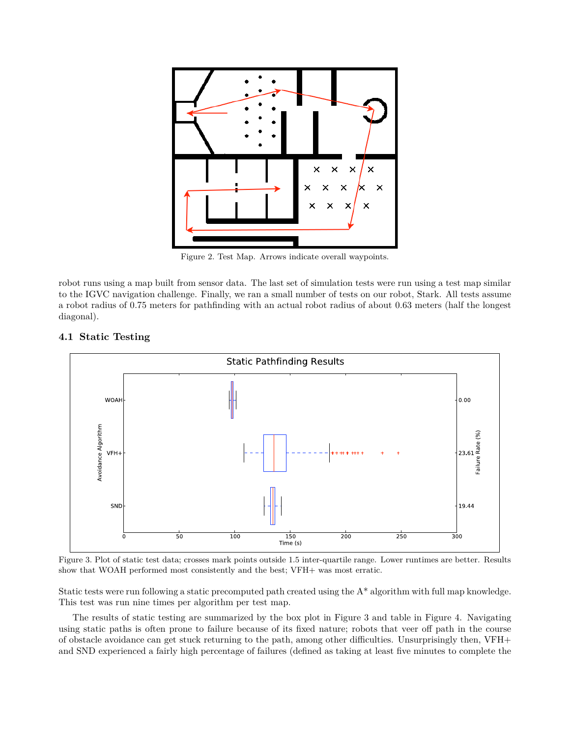Figure 2. Test Map. Arrows indicate overall waypoints.

robot runs using a map built from sensor data. The last set of simulation tests were run using a test map similar to the IGVC navigation challenge. Finally, we ran a small number of tests on our robot, Stark. All tests assume a robot radius of 0.75 meters for pathfinding with an actual robot radius of about 0.63 meters (half the longest diagonal).

### 4.1 Static Testing

Figure 3. Plot of static test data; crosses mark points outside 1.5 inter-quartile range. Lower runtimes are better. Results show that WOAH performed most consistently and the best; VFH+ was most erratic.

Static tests were run following a static precomputed path created using the A* algorithm with full map knowledge. This test was run nine times per algorithm per test map.

The results of static testing are summarized by the box plot in Figure 3 and table in Figure 4. Navigating using static paths is often prone to failure because of its fixed nature; robots that veer off path in the course of obstacle avoidance can get stuck returning to the path, among other difficulties. Unsurprisingly then, VFH+ and SND experienced a fairly high percentage of failures (defined as taking at least five minutes to complete the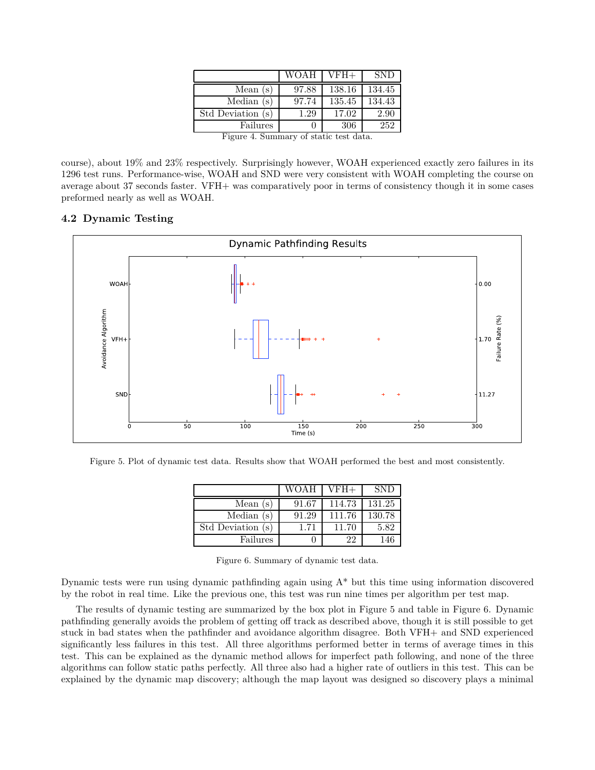|  | WOAH | VFH+ | SND |
|---|---|---|---|
| Mean (s) | 97.88 | 138.16 | 134.45 |
| Median (s) | 97.74 | 135.45 | 134.43 |
| Std Deviation (s) | 1.29 | 17.02 | 2.90 |
| Failures | 0 | 306 | 252 |

Figure 4. Summary of static test data.

course), about 19% and 23% respectively. Surprisingly however, WOAH experienced exactly zero failures in its 1296 test runs. Performance-wise, WOAH and SND were very consistent with WOAH completing the course on average about 37 seconds faster. VFH+ was comparatively poor in terms of consistency though it in some cases preformed nearly as well as WOAH.

## 4.2 Dynamic Testing

Figure 5. Plot of dynamic test data. Results show that WOAH performed the best and most consistently.

|  | WOAH | VFH+ | SND |
|---|---|---|---|
| Mean (s) | 91.67 | 114.73 | 131.25 |
| Median (s) | 91.29 | 111.76 | 130.78 |
| Std Deviation (s) | 1.71 | 11.70 | 5.82 |
| Failures | 0 | 22 | 146 |

Figure 6. Summary of dynamic test data.

Dynamic tests were run using dynamic pathfinding again using A* but this time using information discovered by the robot in real time. Like the previous one, this test was run nine times per algorithm per test map.

The results of dynamic testing are summarized by the box plot in Figure 5 and table in Figure 6. Dynamic pathfinding generally avoids the problem of getting off track as described above, though it is still possible to get stuck in bad states when the pathfinder and avoidance algorithm disagree. Both VFH+ and SND experienced significantly less failures in this test. All three algorithms performed better in terms of average times in this test. This can be explained as the dynamic method allows for imperfect path following, and none of the three algorithms can follow static paths perfectly. All three also had a higher rate of outliers in this test. This can be explained by the dynamic map discovery; although the map layout was designed so discovery plays a minimal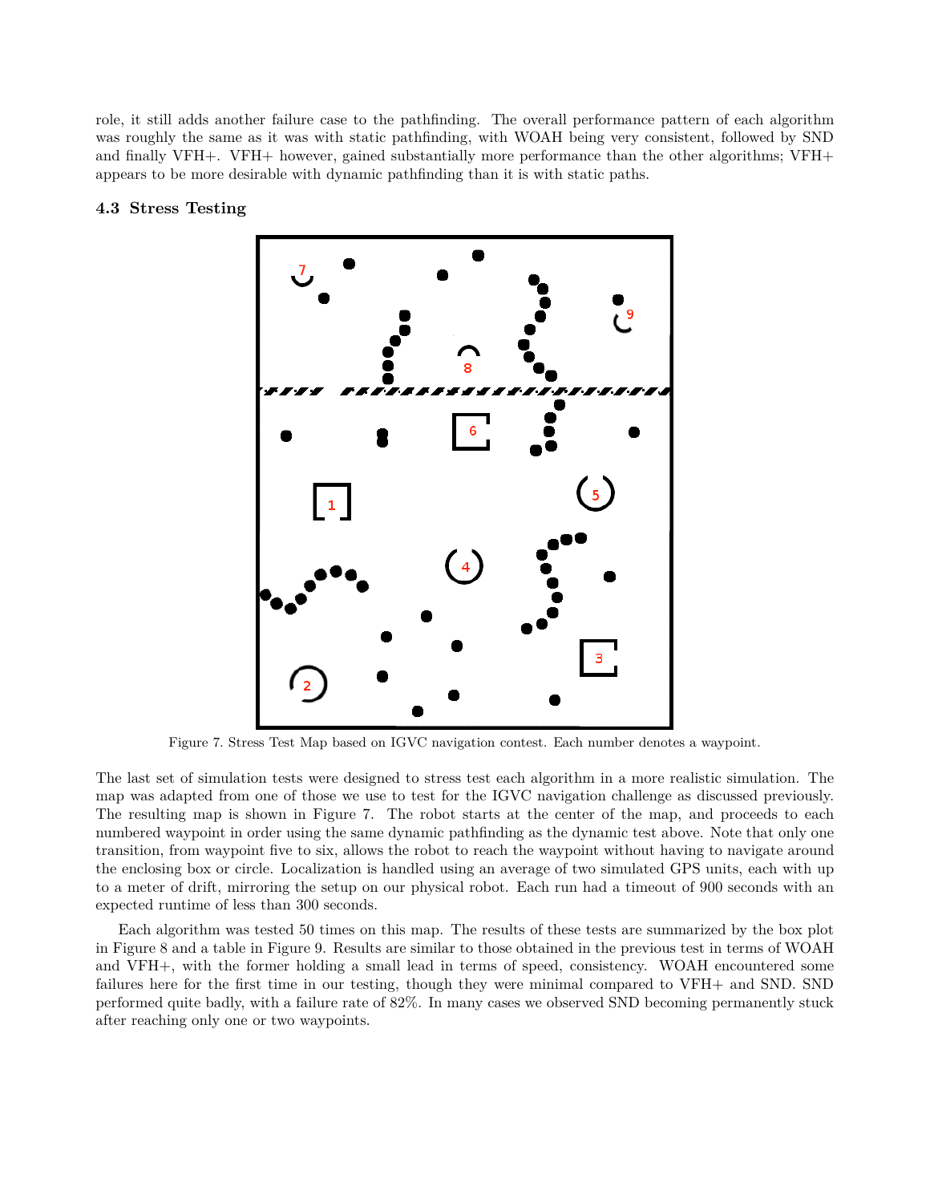role, it still adds another failure case to the pathfinding. The overall performance pattern of each algorithm was roughly the same as it was with static pathfinding, with WOAH being very consistent, followed by SND and finally VFH+. VFH+ however, gained substantially more performance than the other algorithms; VFH+ appears to be more desirable with dynamic pathfinding than it is with static paths.

### 4.3 Stress Testing

Figure 7. Stress Test Map based on IGVC navigation contest. Each number denotes a waypoint.

The last set of simulation tests were designed to stress test each algorithm in a more realistic simulation. The map was adapted from one of those we use to test for the IGVC navigation challenge as discussed previously. The resulting map is shown in Figure 7. The robot starts at the center of the map, and proceeds to each numbered waypoint in order using the same dynamic pathfinding as the dynamic test above. Note that only one transition, from waypoint five to six, allows the robot to reach the waypoint without having to navigate around the enclosing box or circle. Localization is handled using an average of two simulated GPS units, each with up to a meter of drift, mirroring the setup on our physical robot. Each run had a timeout of 900 seconds with an expected runtime of less than 300 seconds.

Each algorithm was tested 50 times on this map. The results of these tests are summarized by the box plot in Figure 8 and a table in Figure 9. Results are similar to those obtained in the previous test in terms of WOAH and VFH+, with the former holding a small lead in terms of speed, consistency. WOAH encountered some failures here for the first time in our testing, though they were minimal compared to VFH+ and SND. SND performed quite badly, with a failure rate of 82%. In many cases we observed SND becoming permanently stuck after reaching only one or two waypoints.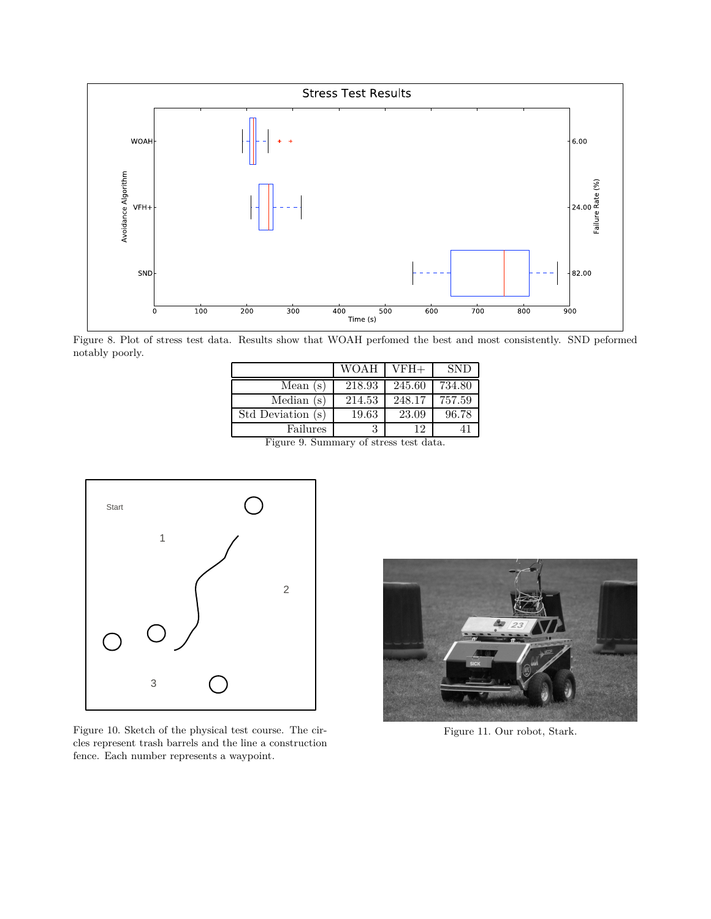Figure 8. Plot of stress test data. Results show that WOAH perfomed the best and most consistently. SND peformed notably poorly.

| | WOAH | VFH+ | SND |
|---|---|---|---|
| Mean (s) | 218.93 | 245.60 | 734.80 |
| Median (s) | 214.53 | 248.17 | 757.59 |
| Std Deviation (s) | 19.63 | 23.09 | 96.78 |
| Failures | 3 | 12 | 41 |

Figure 9. Summary of stress test data.

Figure 10. Sketch of the physical test course. The circles represent trash barrels and the line a construction fence. Each number represents a waypoint.

Figure 11. Our robot, Stark.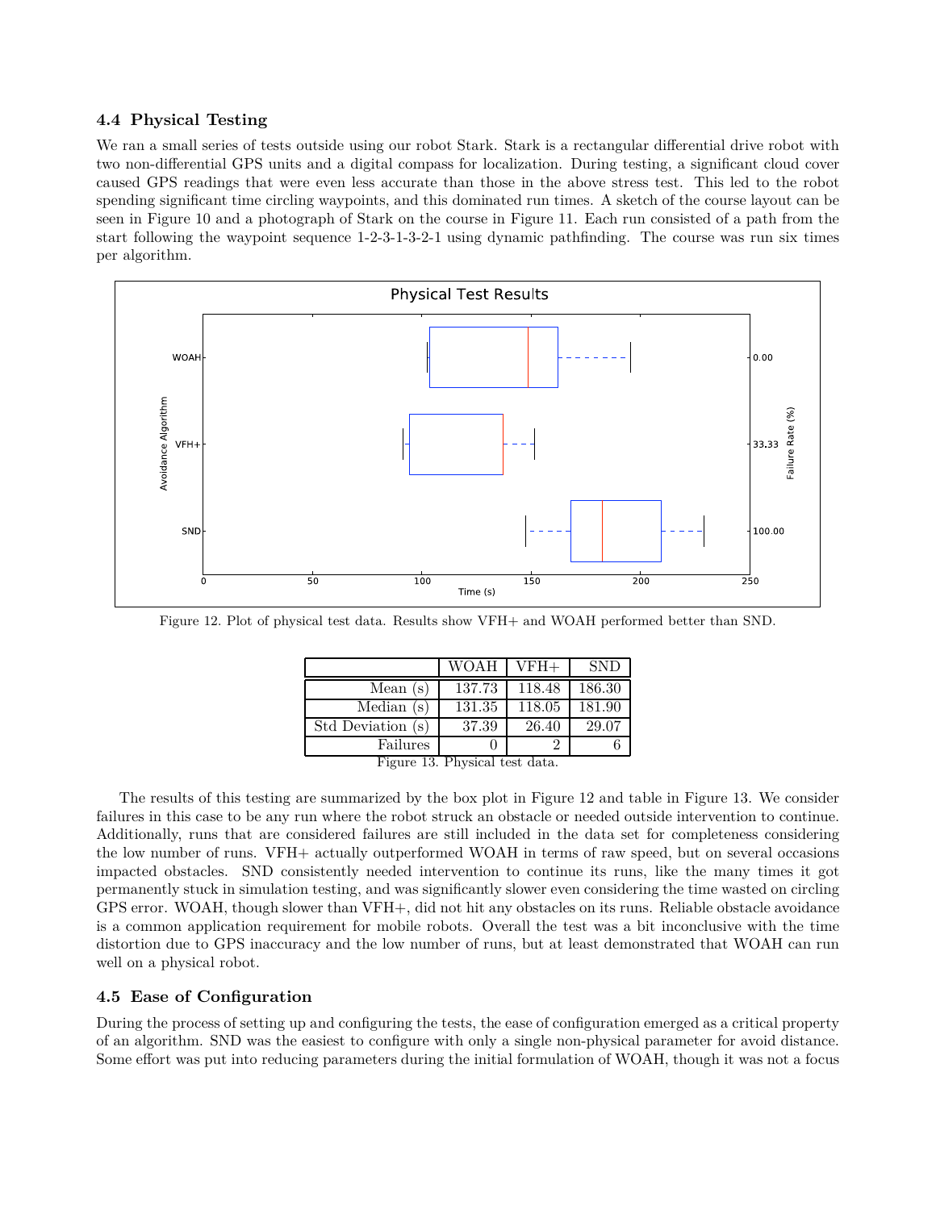### 4.4 Physical Testing

We ran a small series of tests outside using our robot Stark. Stark is a rectangular differential drive robot with two non-differential GPS units and a digital compass for localization. During testing, a significant cloud cover caused GPS readings that were even less accurate than those in the above stress test. This led to the robot spending significant time circling waypoints, and this dominated run times. A sketch of the course layout can be seen in Figure 10 and a photograph of Stark on the course in Figure 11. Each run consisted of a path from the start following the waypoint sequence 1-2-3-1-3-2-1 using dynamic pathfinding. The course was run six times per algorithm.

Figure 12. Plot of physical test data. Results show VFH+ and WOAH performed better than SND.

| | WOAH | VFH+ | SND |
|---|---|---|---|
| Mean (s) | 137.73 | 118.48 | 186.30 |
| Median (s) | 131.35 | 118.05 | 181.90 |
| Std Deviation (s) | 37.39 | 26.40 | 29.07 |
| Failures | 0 | 2 | 6 |

Figure 13. Physical test data.

The results of this testing are summarized by the box plot in Figure 12 and table in Figure 13. We consider failures in this case to be any run where the robot struck an obstacle or needed outside intervention to continue. Additionally, runs that are considered failures are still included in the data set for completeness considering the low number of runs. VFH+ actually outperformed WOAH in terms of raw speed, but on several occasions impacted obstacles. SND consistently needed intervention to continue its runs, like the many times it got permanently stuck in simulation testing, and was significantly slower even considering the time wasted on circling GPS error. WOAH, though slower than VFH+, did not hit any obstacles on its runs. Reliable obstacle avoidance is a common application requirement for mobile robots. Overall the test was a bit inconclusive with the time distortion due to GPS inaccuracy and the low number of runs, but at least demonstrated that WOAH can run well on a physical robot.

### 4.5 Ease of Configuration

During the process of setting up and configuring the tests, the ease of configuration emerged as a critical property of an algorithm. SND was the easiest to configure with only a single non-physical parameter for avoid distance. Some effort was put into reducing parameters during the initial formulation of WOAH, though it was not a focus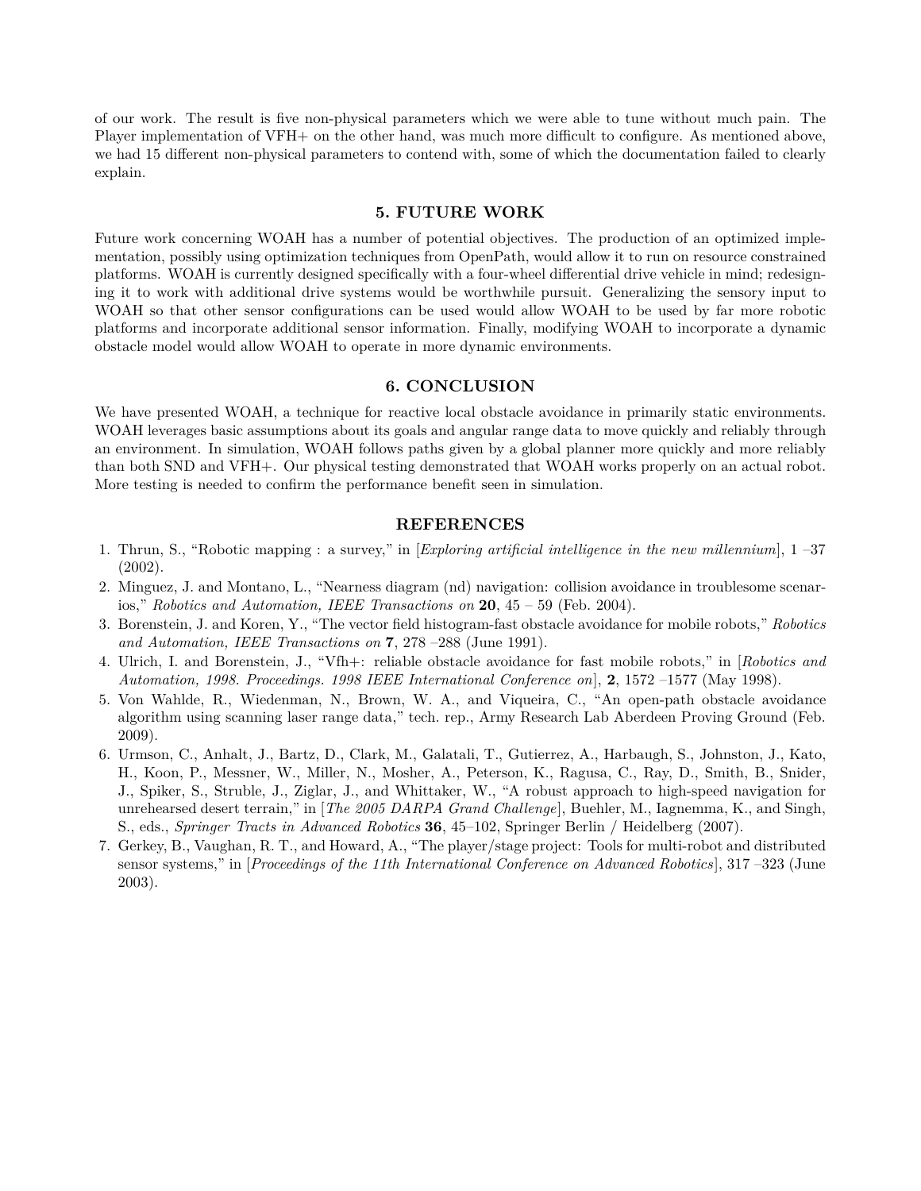of our work. The result is five non-physical parameters which we were able to tune without much pain. The Player implementation of VFH+ on the other hand, was much more difficult to configure. As mentioned above, we had 15 different non-physical parameters to contend with, some of which the documentation failed to clearly explain.

## 5. FUTURE WORK

Future work concerning WOAH has a number of potential objectives. The production of an optimized implementation, possibly using optimization techniques from OpenPath, would allow it to run on resource constrained platforms. WOAH is currently designed specifically with a four-wheel differential drive vehicle in mind; redesigning it to work with additional drive systems would be worthwhile pursuit. Generalizing the sensory input to WOAH so that other sensor configurations can be used would allow WOAH to be used by far more robotic platforms and incorporate additional sensor information. Finally, modifying WOAH to incorporate a dynamic obstacle model would allow WOAH to operate in more dynamic environments.

## 6. CONCLUSION

We have presented WOAH, a technique for reactive local obstacle avoidance in primarily static environments. WOAH leverages basic assumptions about its goals and angular range data to move quickly and reliably through an environment. In simulation, WOAH follows paths given by a global planner more quickly and more reliably than both SND and VFH+. Our physical testing demonstrated that WOAH works properly on an actual robot. More testing is needed to confirm the performance benefit seen in simulation.

## REFERENCES

1. Thrun, S., "Robotic mapping : a survey," in [*Exploring artificial intelligence in the new millennium*], 1 –37 (2002).
2. Minguez, J. and Montano, L., "Nearness diagram (nd) navigation: collision avoidance in troublesome scenarios," *Robotics and Automation, IEEE Transactions on* **20**, 45 – 59 (Feb. 2004).
3. Borenstein, J. and Koren, Y., "The vector field histogram-fast obstacle avoidance for mobile robots," *Robotics and Automation, IEEE Transactions on* **7**, 278 –288 (June 1991).
4. Ulrich, I. and Borenstein, J., "Vfh+: reliable obstacle avoidance for fast mobile robots," in [*Robotics and Automation, 1998. Proceedings. 1998 IEEE International Conference on*], **2**, 1572 –1577 (May 1998).
5. Von Wahlde, R., Wiedenman, N., Brown, W. A., and Viqueira, C., "An open-path obstacle avoidance algorithm using scanning laser range data," tech. rep., Army Research Lab Aberdeen Proving Ground (Feb. 2009).
6. Urmson, C., Anhalt, J., Bartz, D., Clark, M., Galatali, T., Gutierrez, A., Harbaugh, S., Johnston, J., Kato, H., Koon, P., Messner, W., Miller, N., Mosher, A., Peterson, K., Ragusa, C., Ray, D., Smith, B., Snider, J., Spiker, S., Struble, J., Ziglar, J., and Whittaker, W., "A robust approach to high-speed navigation for unrehearsed desert terrain," in [*The 2005 DARPA Grand Challenge*], Buehler, M., Iagnemma, K., and Singh, S., eds., *Springer Tracts in Advanced Robotics* **36**, 45–102, Springer Berlin / Heidelberg (2007).
7. Gerkey, B., Vaughan, R. T., and Howard, A., "The player/stage project: Tools for multi-robot and distributed sensor systems," in [*Proceedings of the 11th International Conference on Advanced Robotics*], 317 –323 (June 2003).